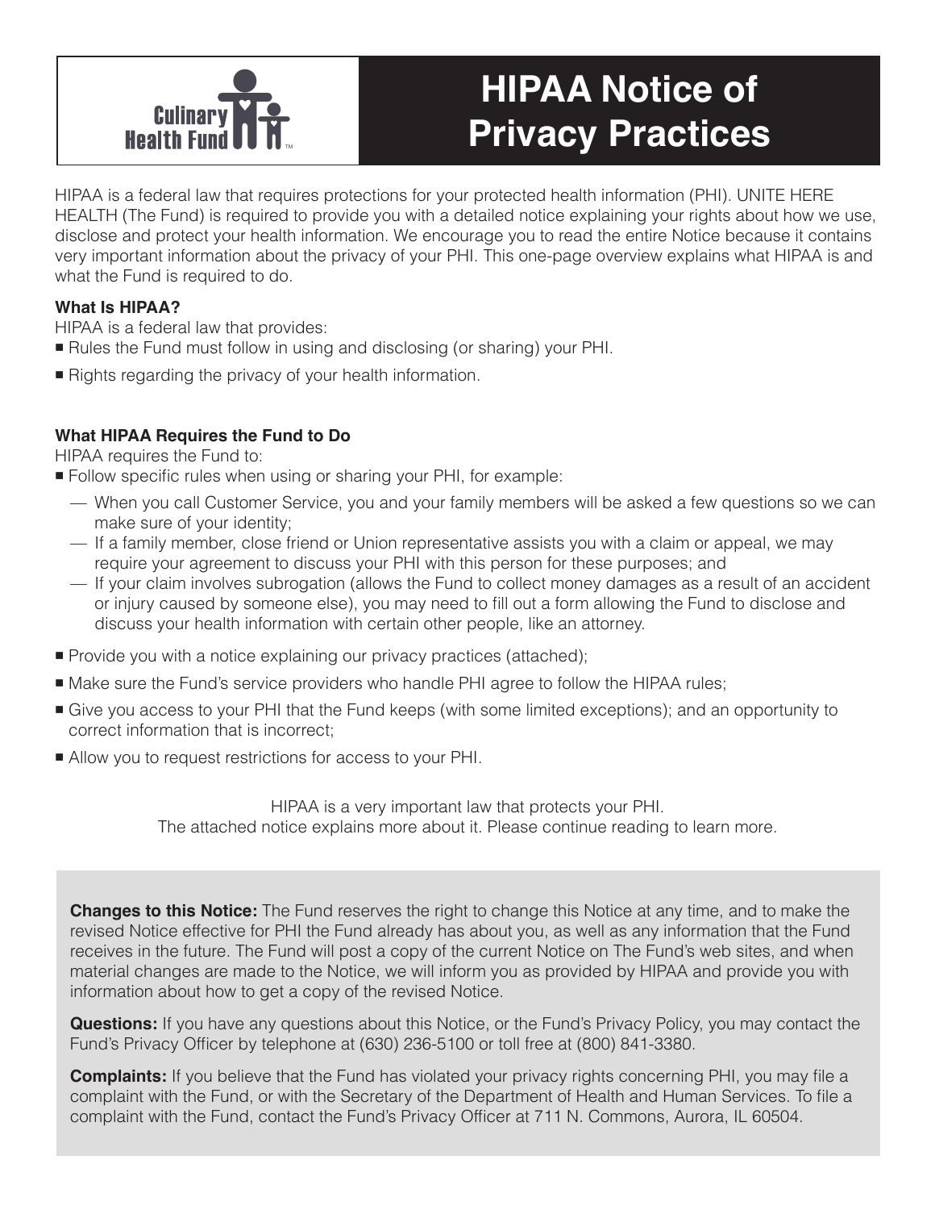Culinary Health Fund™

# HIPAA Notice of Privacy Practices

HIPAA is a federal law that requires protections for your protected health information (PHI). UNITE HERE HEALTH (The Fund) is required to provide you with a detailed notice explaining your rights about how we use, disclose and protect your health information. We encourage you to read the entire Notice because it contains very important information about the privacy of your PHI. This one-page overview explains what HIPAA is and what the Fund is required to do.

**What Is HIPAA?**

HIPAA is a federal law that provides:

- Rules the Fund must follow in using and disclosing (or sharing) your PHI.
- Rights regarding the privacy of your health information.

**What HIPAA Requires the Fund to Do**

HIPAA requires the Fund to:

- Follow specific rules when using or sharing your PHI, for example:
  - When you call Customer Service, you and your family members will be asked a few questions so we can make sure of your identity;
  - If a family member, close friend or Union representative assists you with a claim or appeal, we may require your agreement to discuss your PHI with this person for these purposes; and
  - If your claim involves subrogation (allows the Fund to collect money damages as a result of an accident or injury caused by someone else), you may need to fill out a form allowing the Fund to disclose and discuss your health information with certain other people, like an attorney.
- Provide you with a notice explaining our privacy practices (attached);
- Make sure the Fund's service providers who handle PHI agree to follow the HIPAA rules;
- Give you access to your PHI that the Fund keeps (with some limited exceptions); and an opportunity to correct information that is incorrect;
- Allow you to request restrictions for access to your PHI.

HIPAA is a very important law that protects your PHI.
The attached notice explains more about it. Please continue reading to learn more.

**Changes to this Notice:** The Fund reserves the right to change this Notice at any time, and to make the revised Notice effective for PHI the Fund already has about you, as well as any information that the Fund receives in the future. The Fund will post a copy of the current Notice on The Fund's web sites, and when material changes are made to the Notice, we will inform you as provided by HIPAA and provide you with information about how to get a copy of the revised Notice.

**Questions:** If you have any questions about this Notice, or the Fund's Privacy Policy, you may contact the Fund's Privacy Officer by telephone at (630) 236-5100 or toll free at (800) 841-3380.

**Complaints:** If you believe that the Fund has violated your privacy rights concerning PHI, you may file a complaint with the Fund, or with the Secretary of the Department of Health and Human Services. To file a complaint with the Fund, contact the Fund's Privacy Officer at 711 N. Commons, Aurora, IL 60504.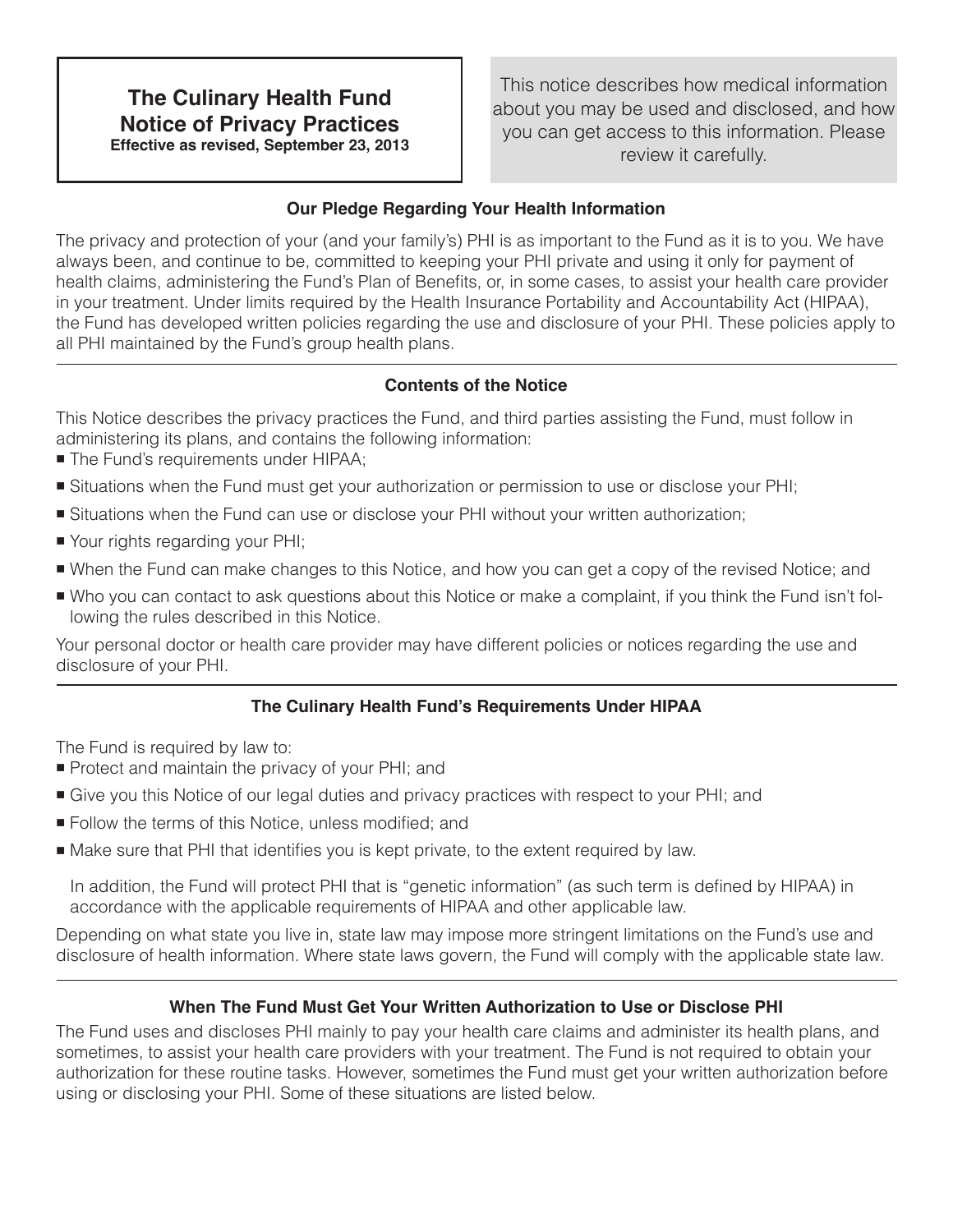# The Culinary Health Fund Notice of Privacy Practices

**Effective as revised, September 23, 2013**

This notice describes how medical information about you may be used and disclosed, and how you can get access to this information. Please review it carefully.

### Our Pledge Regarding Your Health Information

The privacy and protection of your (and your family's) PHI is as important to the Fund as it is to you. We have always been, and continue to be, committed to keeping your PHI private and using it only for payment of health claims, administering the Fund's Plan of Benefits, or, in some cases, to assist your health care provider in your treatment. Under limits required by the Health Insurance Portability and Accountability Act (HIPAA), the Fund has developed written policies regarding the use and disclosure of your PHI. These policies apply to all PHI maintained by the Fund's group health plans.

### Contents of the Notice

This Notice describes the privacy practices the Fund, and third parties assisting the Fund, must follow in administering its plans, and contains the following information:

- The Fund's requirements under HIPAA;
- Situations when the Fund must get your authorization or permission to use or disclose your PHI;
- Situations when the Fund can use or disclose your PHI without your written authorization;
- Your rights regarding your PHI;
- When the Fund can make changes to this Notice, and how you can get a copy of the revised Notice; and
- Who you can contact to ask questions about this Notice or make a complaint, if you think the Fund isn't following the rules described in this Notice.

Your personal doctor or health care provider may have different policies or notices regarding the use and disclosure of your PHI.

### The Culinary Health Fund's Requirements Under HIPAA

The Fund is required by law to:

- Protect and maintain the privacy of your PHI; and
- Give you this Notice of our legal duties and privacy practices with respect to your PHI; and
- Follow the terms of this Notice, unless modified; and
- Make sure that PHI that identifies you is kept private, to the extent required by law.

  In addition, the Fund will protect PHI that is "genetic information" (as such term is defined by HIPAA) in accordance with the applicable requirements of HIPAA and other applicable law.

Depending on what state you live in, state law may impose more stringent limitations on the Fund's use and disclosure of health information. Where state laws govern, the Fund will comply with the applicable state law.

### When The Fund Must Get Your Written Authorization to Use or Disclose PHI

The Fund uses and discloses PHI mainly to pay your health care claims and administer its health plans, and sometimes, to assist your health care providers with your treatment. The Fund is not required to obtain your authorization for these routine tasks. However, sometimes the Fund must get your written authorization before using or disclosing your PHI. Some of these situations are listed below.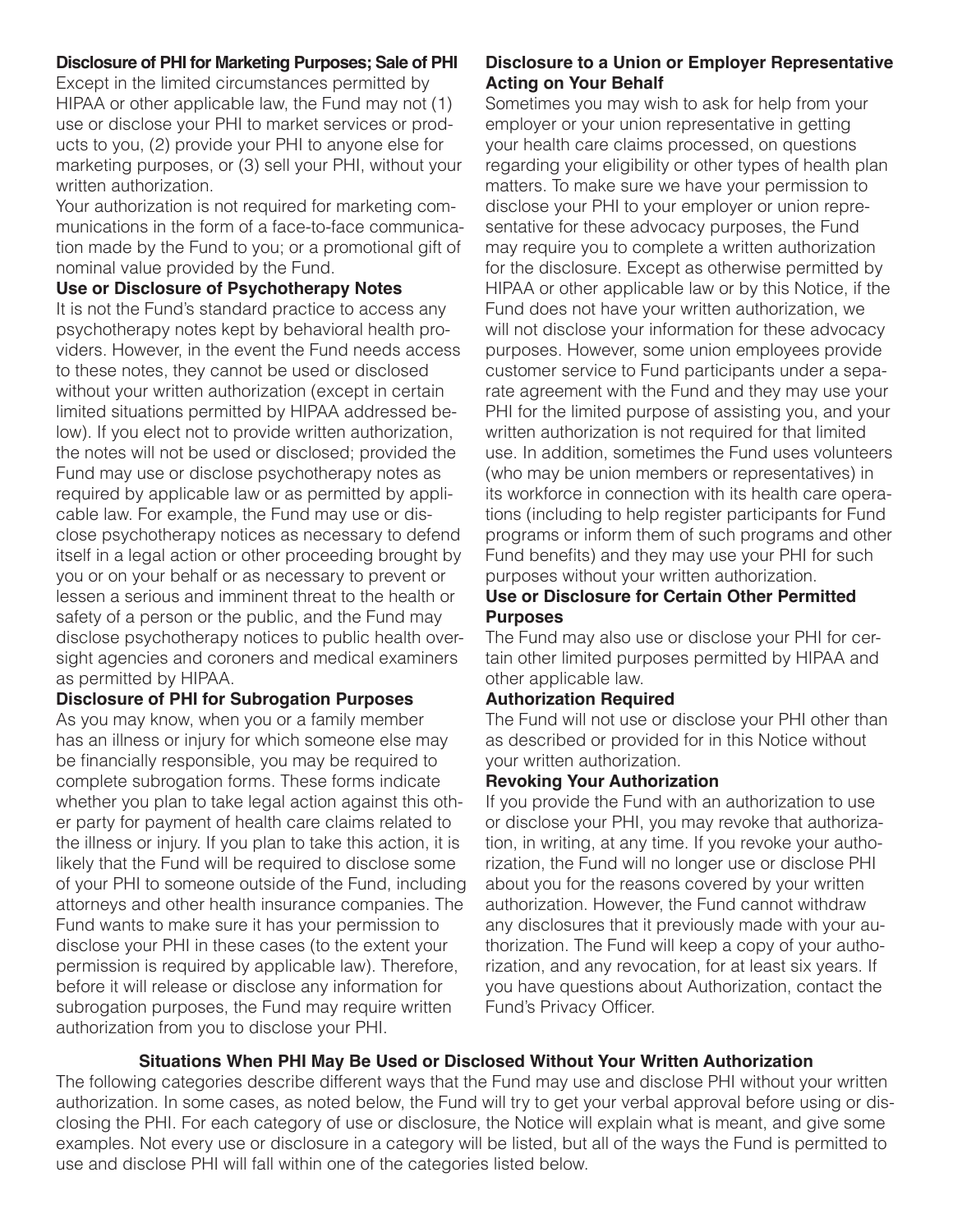**Disclosure of PHI for Marketing Purposes; Sale of PHI**

Except in the limited circumstances permitted by HIPAA or other applicable law, the Fund may not (1) use or disclose your PHI to market services or products to you, (2) provide your PHI to anyone else for marketing purposes, or (3) sell your PHI, without your written authorization.

Your authorization is not required for marketing communications in the form of a face-to-face communication made by the Fund to you; or a promotional gift of nominal value provided by the Fund.

**Use or Disclosure of Psychotherapy Notes**

It is not the Fund's standard practice to access any psychotherapy notes kept by behavioral health providers. However, in the event the Fund needs access to these notes, they cannot be used or disclosed without your written authorization (except in certain limited situations permitted by HIPAA addressed below). If you elect not to provide written authorization, the notes will not be used or disclosed; provided the Fund may use or disclose psychotherapy notes as required by applicable law or as permitted by applicable law. For example, the Fund may use or disclose psychotherapy notices as necessary to defend itself in a legal action or other proceeding brought by you or on your behalf or as necessary to prevent or lessen a serious and imminent threat to the health or safety of a person or the public, and the Fund may disclose psychotherapy notices to public health oversight agencies and coroners and medical examiners as permitted by HIPAA.

**Disclosure of PHI for Subrogation Purposes**

As you may know, when you or a family member has an illness or injury for which someone else may be financially responsible, you may be required to complete subrogation forms. These forms indicate whether you plan to take legal action against this other party for payment of health care claims related to the illness or injury. If you plan to take this action, it is likely that the Fund will be required to disclose some of your PHI to someone outside of the Fund, including attorneys and other health insurance companies. The Fund wants to make sure it has your permission to disclose your PHI in these cases (to the extent your permission is required by applicable law). Therefore, before it will release or disclose any information for subrogation purposes, the Fund may require written authorization from you to disclose your PHI.

**Disclosure to a Union or Employer Representative Acting on Your Behalf**

Sometimes you may wish to ask for help from your employer or your union representative in getting your health care claims processed, on questions regarding your eligibility or other types of health plan matters. To make sure we have your permission to disclose your PHI to your employer or union representative for these advocacy purposes, the Fund may require you to complete a written authorization for the disclosure. Except as otherwise permitted by HIPAA or other applicable law or by this Notice, if the Fund does not have your written authorization, we will not disclose your information for these advocacy purposes. However, some union employees provide customer service to Fund participants under a separate agreement with the Fund and they may use your PHI for the limited purpose of assisting you, and your written authorization is not required for that limited use. In addition, sometimes the Fund uses volunteers (who may be union members or representatives) in its workforce in connection with its health care operations (including to help register participants for Fund programs or inform them of such programs and other Fund benefits) and they may use your PHI for such purposes without your written authorization.

**Use or Disclosure for Certain Other Permitted Purposes**

The Fund may also use or disclose your PHI for certain other limited purposes permitted by HIPAA and other applicable law.

**Authorization Required**

The Fund will not use or disclose your PHI other than as described or provided for in this Notice without your written authorization.

**Revoking Your Authorization**

If you provide the Fund with an authorization to use or disclose your PHI, you may revoke that authorization, in writing, at any time. If you revoke your authorization, the Fund will no longer use or disclose PHI about you for the reasons covered by your written authorization. However, the Fund cannot withdraw any disclosures that it previously made with your authorization. The Fund will keep a copy of your authorization, and any revocation, for at least six years. If you have questions about Authorization, contact the Fund's Privacy Officer.

## Situations When PHI May Be Used or Disclosed Without Your Written Authorization

The following categories describe different ways that the Fund may use and disclose PHI without your written authorization. In some cases, as noted below, the Fund will try to get your verbal approval before using or disclosing the PHI. For each category of use or disclosure, the Notice will explain what is meant, and give some examples. Not every use or disclosure in a category will be listed, but all of the ways the Fund is permitted to use and disclose PHI will fall within one of the categories listed below.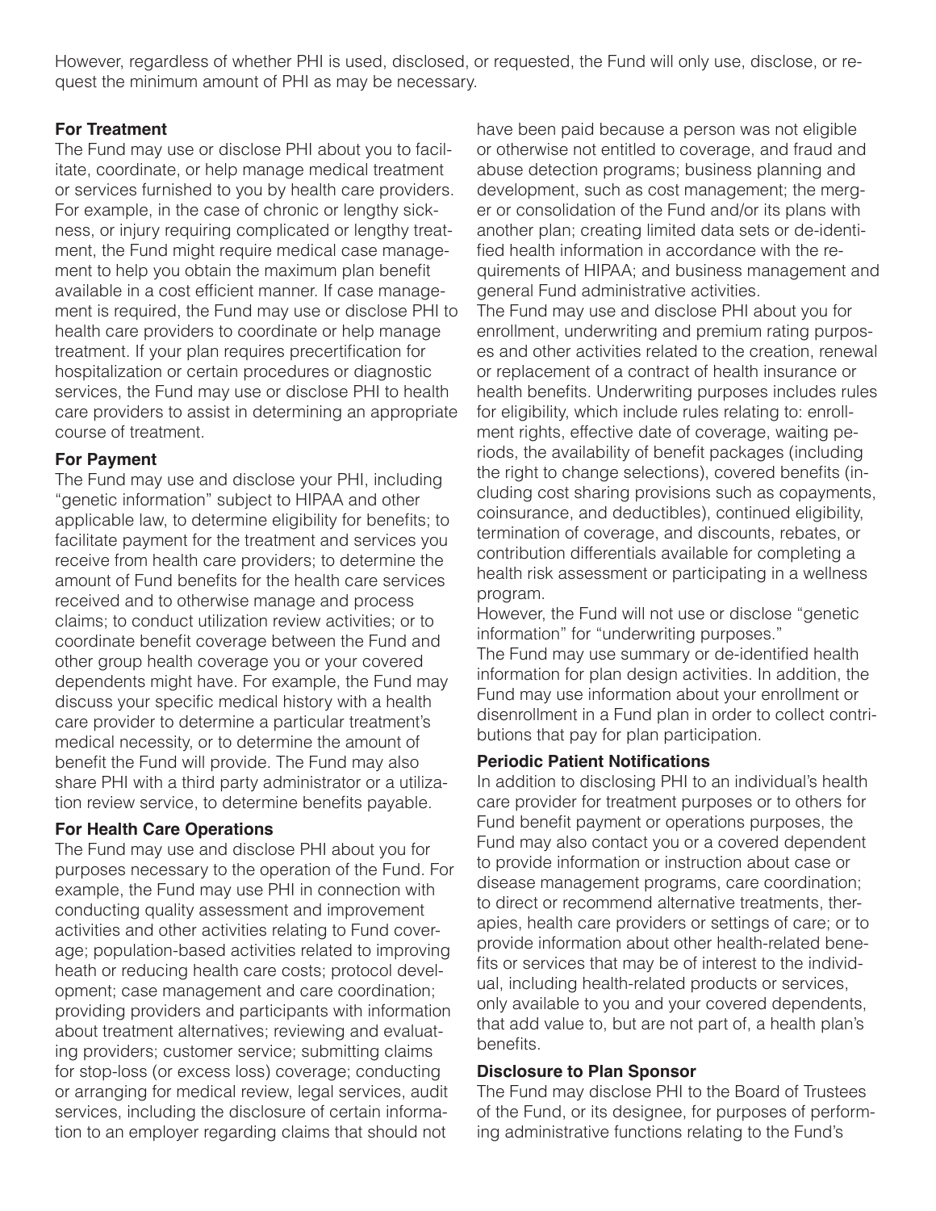However, regardless of whether PHI is used, disclosed, or requested, the Fund will only use, disclose, or request the minimum amount of PHI as may be necessary.

**For Treatment**

The Fund may use or disclose PHI about you to facilitate, coordinate, or help manage medical treatment or services furnished to you by health care providers. For example, in the case of chronic or lengthy sickness, or injury requiring complicated or lengthy treatment, the Fund might require medical case management to help you obtain the maximum plan benefit available in a cost efficient manner. If case management is required, the Fund may use or disclose PHI to health care providers to coordinate or help manage treatment. If your plan requires precertification for hospitalization or certain procedures or diagnostic services, the Fund may use or disclose PHI to health care providers to assist in determining an appropriate course of treatment.

**For Payment**

The Fund may use and disclose your PHI, including "genetic information" subject to HIPAA and other applicable law, to determine eligibility for benefits; to facilitate payment for the treatment and services you receive from health care providers; to determine the amount of Fund benefits for the health care services received and to otherwise manage and process claims; to conduct utilization review activities; or to coordinate benefit coverage between the Fund and other group health coverage you or your covered dependents might have. For example, the Fund may discuss your specific medical history with a health care provider to determine a particular treatment's medical necessity, or to determine the amount of benefit the Fund will provide. The Fund may also share PHI with a third party administrator or a utilization review service, to determine benefits payable.

**For Health Care Operations**

The Fund may use and disclose PHI about you for purposes necessary to the operation of the Fund. For example, the Fund may use PHI in connection with conducting quality assessment and improvement activities and other activities relating to Fund coverage; population-based activities related to improving heath or reducing health care costs; protocol development; case management and care coordination; providing providers and participants with information about treatment alternatives; reviewing and evaluating providers; customer service; submitting claims for stop-loss (or excess loss) coverage; conducting or arranging for medical review, legal services, audit services, including the disclosure of certain information to an employer regarding claims that should not have been paid because a person was not eligible or otherwise not entitled to coverage, and fraud and abuse detection programs; business planning and development, such as cost management; the merger or consolidation of the Fund and/or its plans with another plan; creating limited data sets or de-identified health information in accordance with the requirements of HIPAA; and business management and general Fund administrative activities.

The Fund may use and disclose PHI about you for enrollment, underwriting and premium rating purposes and other activities related to the creation, renewal or replacement of a contract of health insurance or health benefits. Underwriting purposes includes rules for eligibility, which include rules relating to: enrollment rights, effective date of coverage, waiting periods, the availability of benefit packages (including the right to change selections), covered benefits (including cost sharing provisions such as copayments, coinsurance, and deductibles), continued eligibility, termination of coverage, and discounts, rebates, or contribution differentials available for completing a health risk assessment or participating in a wellness program.

However, the Fund will not use or disclose "genetic information" for "underwriting purposes."

The Fund may use summary or de-identified health information for plan design activities. In addition, the Fund may use information about your enrollment or disenrollment in a Fund plan in order to collect contributions that pay for plan participation.

**Periodic Patient Notifications**

In addition to disclosing PHI to an individual's health care provider for treatment purposes or to others for Fund benefit payment or operations purposes, the Fund may also contact you or a covered dependent to provide information or instruction about case or disease management programs, care coordination; to direct or recommend alternative treatments, therapies, health care providers or settings of care; or to provide information about other health-related benefits or services that may be of interest to the individual, including health-related products or services, only available to you and your covered dependents, that add value to, but are not part of, a health plan's benefits.

**Disclosure to Plan Sponsor**

The Fund may disclose PHI to the Board of Trustees of the Fund, or its designee, for purposes of performing administrative functions relating to the Fund's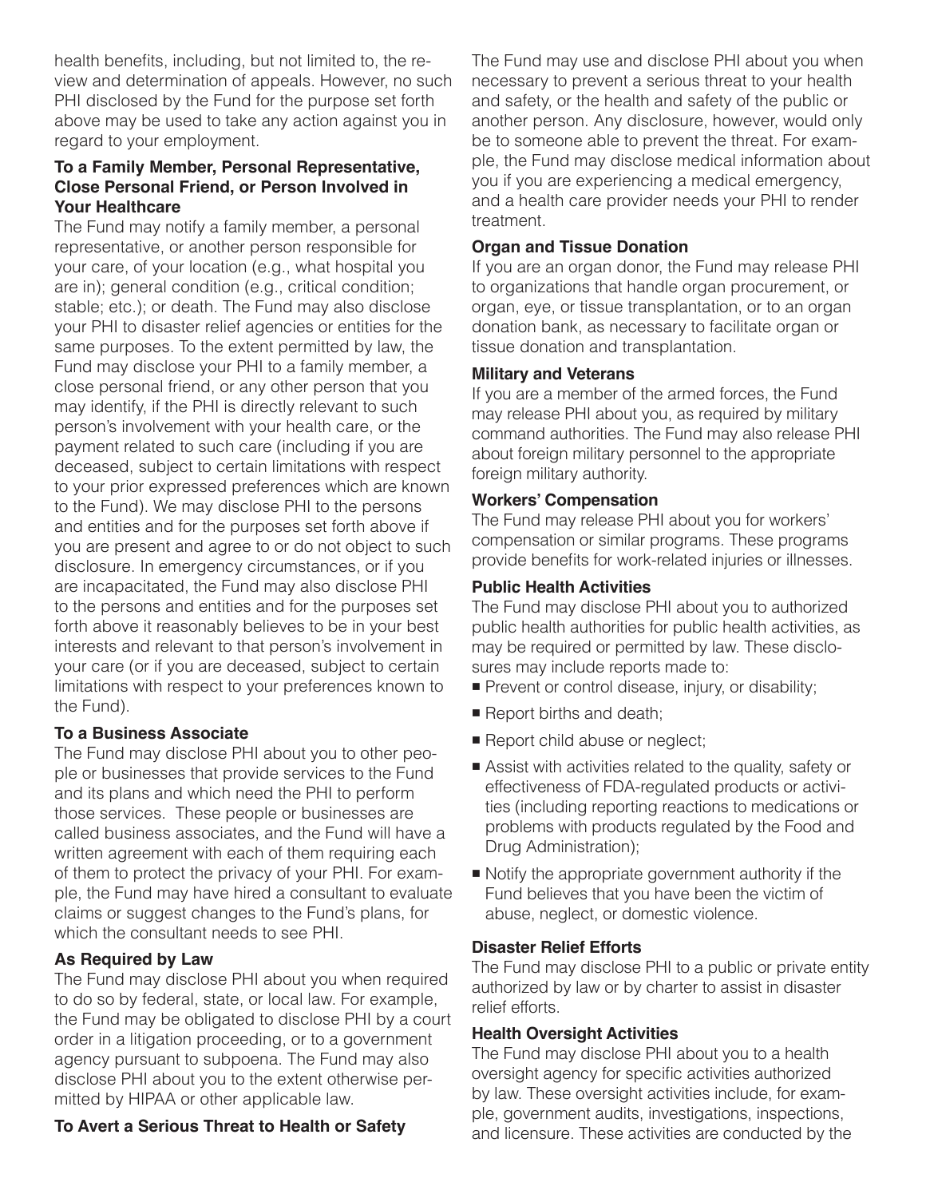health benefits, including, but not limited to, the review and determination of appeals. However, no such PHI disclosed by the Fund for the purpose set forth above may be used to take any action against you in regard to your employment.

### To a Family Member, Personal Representative, Close Personal Friend, or Person Involved in Your Healthcare

The Fund may notify a family member, a personal representative, or another person responsible for your care, of your location (e.g., what hospital you are in); general condition (e.g., critical condition; stable; etc.); or death. The Fund may also disclose your PHI to disaster relief agencies or entities for the same purposes. To the extent permitted by law, the Fund may disclose your PHI to a family member, a close personal friend, or any other person that you may identify, if the PHI is directly relevant to such person's involvement with your health care, or the payment related to such care (including if you are deceased, subject to certain limitations with respect to your prior expressed preferences which are known to the Fund). We may disclose PHI to the persons and entities and for the purposes set forth above if you are present and agree to or do not object to such disclosure. In emergency circumstances, or if you are incapacitated, the Fund may also disclose PHI to the persons and entities and for the purposes set forth above it reasonably believes to be in your best interests and relevant to that person's involvement in your care (or if you are deceased, subject to certain limitations with respect to your preferences known to the Fund).

### To a Business Associate

The Fund may disclose PHI about you to other people or businesses that provide services to the Fund and its plans and which need the PHI to perform those services. These people or businesses are called business associates, and the Fund will have a written agreement with each of them requiring each of them to protect the privacy of your PHI. For example, the Fund may have hired a consultant to evaluate claims or suggest changes to the Fund's plans, for which the consultant needs to see PHI.

### As Required by Law

The Fund may disclose PHI about you when required to do so by federal, state, or local law. For example, the Fund may be obligated to disclose PHI by a court order in a litigation proceeding, or to a government agency pursuant to subpoena. The Fund may also disclose PHI about you to the extent otherwise permitted by HIPAA or other applicable law.

### To Avert a Serious Threat to Health or Safety

The Fund may use and disclose PHI about you when necessary to prevent a serious threat to your health and safety, or the health and safety of the public or another person. Any disclosure, however, would only be to someone able to prevent the threat. For example, the Fund may disclose medical information about you if you are experiencing a medical emergency, and a health care provider needs your PHI to render treatment.

### Organ and Tissue Donation

If you are an organ donor, the Fund may release PHI to organizations that handle organ procurement, or organ, eye, or tissue transplantation, or to an organ donation bank, as necessary to facilitate organ or tissue donation and transplantation.

### Military and Veterans

If you are a member of the armed forces, the Fund may release PHI about you, as required by military command authorities. The Fund may also release PHI about foreign military personnel to the appropriate foreign military authority.

### Workers' Compensation

The Fund may release PHI about you for workers' compensation or similar programs. These programs provide benefits for work-related injuries or illnesses.

### Public Health Activities

The Fund may disclose PHI about you to authorized public health authorities for public health activities, as may be required or permitted by law. These disclosures may include reports made to:

- Prevent or control disease, injury, or disability;
- Report births and death;
- Report child abuse or neglect;
- Assist with activities related to the quality, safety or effectiveness of FDA-regulated products or activities (including reporting reactions to medications or problems with products regulated by the Food and Drug Administration);
- Notify the appropriate government authority if the Fund believes that you have been the victim of abuse, neglect, or domestic violence.

### Disaster Relief Efforts

The Fund may disclose PHI to a public or private entity authorized by law or by charter to assist in disaster relief efforts.

### Health Oversight Activities

The Fund may disclose PHI about you to a health oversight agency for specific activities authorized by law. These oversight activities include, for example, government audits, investigations, inspections, and licensure. These activities are conducted by the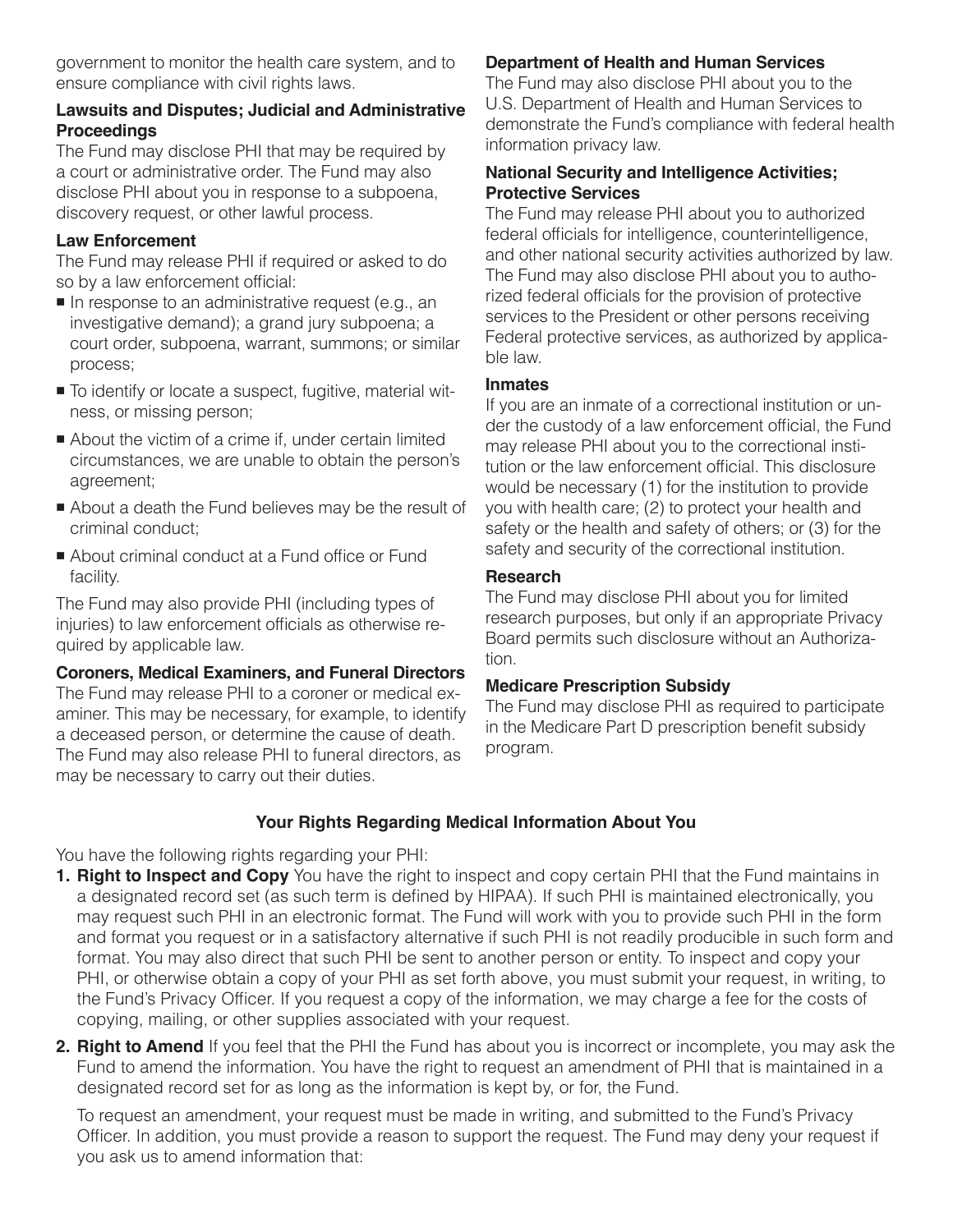government to monitor the health care system, and to ensure compliance with civil rights laws.

**Lawsuits and Disputes; Judicial and Administrative Proceedings**

The Fund may disclose PHI that may be required by a court or administrative order. The Fund may also disclose PHI about you in response to a subpoena, discovery request, or other lawful process.

**Law Enforcement**

The Fund may release PHI if required or asked to do so by a law enforcement official:

- In response to an administrative request (e.g., an investigative demand); a grand jury subpoena; a court order, subpoena, warrant, summons; or similar process;
- To identify or locate a suspect, fugitive, material witness, or missing person;
- About the victim of a crime if, under certain limited circumstances, we are unable to obtain the person's agreement;
- About a death the Fund believes may be the result of criminal conduct;
- About criminal conduct at a Fund office or Fund facility.

The Fund may also provide PHI (including types of injuries) to law enforcement officials as otherwise required by applicable law.

**Coroners, Medical Examiners, and Funeral Directors**

The Fund may release PHI to a coroner or medical examiner. This may be necessary, for example, to identify a deceased person, or determine the cause of death. The Fund may also release PHI to funeral directors, as may be necessary to carry out their duties.

**Department of Health and Human Services**

The Fund may also disclose PHI about you to the U.S. Department of Health and Human Services to demonstrate the Fund's compliance with federal health information privacy law.

**National Security and Intelligence Activities; Protective Services**

The Fund may release PHI about you to authorized federal officials for intelligence, counterintelligence, and other national security activities authorized by law. The Fund may also disclose PHI about you to authorized federal officials for the provision of protective services to the President or other persons receiving Federal protective services, as authorized by applicable law.

**Inmates**

If you are an inmate of a correctional institution or under the custody of a law enforcement official, the Fund may release PHI about you to the correctional institution or the law enforcement official. This disclosure would be necessary (1) for the institution to provide you with health care; (2) to protect your health and safety or the health and safety of others; or (3) for the safety and security of the correctional institution.

**Research**

The Fund may disclose PHI about you for limited research purposes, but only if an appropriate Privacy Board permits such disclosure without an Authorization.

**Medicare Prescription Subsidy**

The Fund may disclose PHI as required to participate in the Medicare Part D prescription benefit subsidy program.

## Your Rights Regarding Medical Information About You

You have the following rights regarding your PHI:

1. **Right to Inspect and Copy** You have the right to inspect and copy certain PHI that the Fund maintains in a designated record set (as such term is defined by HIPAA). If such PHI is maintained electronically, you may request such PHI in an electronic format. The Fund will work with you to provide such PHI in the form and format you request or in a satisfactory alternative if such PHI is not readily producible in such form and format. You may also direct that such PHI be sent to another person or entity. To inspect and copy your PHI, or otherwise obtain a copy of your PHI as set forth above, you must submit your request, in writing, to the Fund's Privacy Officer. If you request a copy of the information, we may charge a fee for the costs of copying, mailing, or other supplies associated with your request.

2. **Right to Amend** If you feel that the PHI the Fund has about you is incorrect or incomplete, you may ask the Fund to amend the information. You have the right to request an amendment of PHI that is maintained in a designated record set for as long as the information is kept by, or for, the Fund.

   To request an amendment, your request must be made in writing, and submitted to the Fund's Privacy Officer. In addition, you must provide a reason to support the request. The Fund may deny your request if you ask us to amend information that: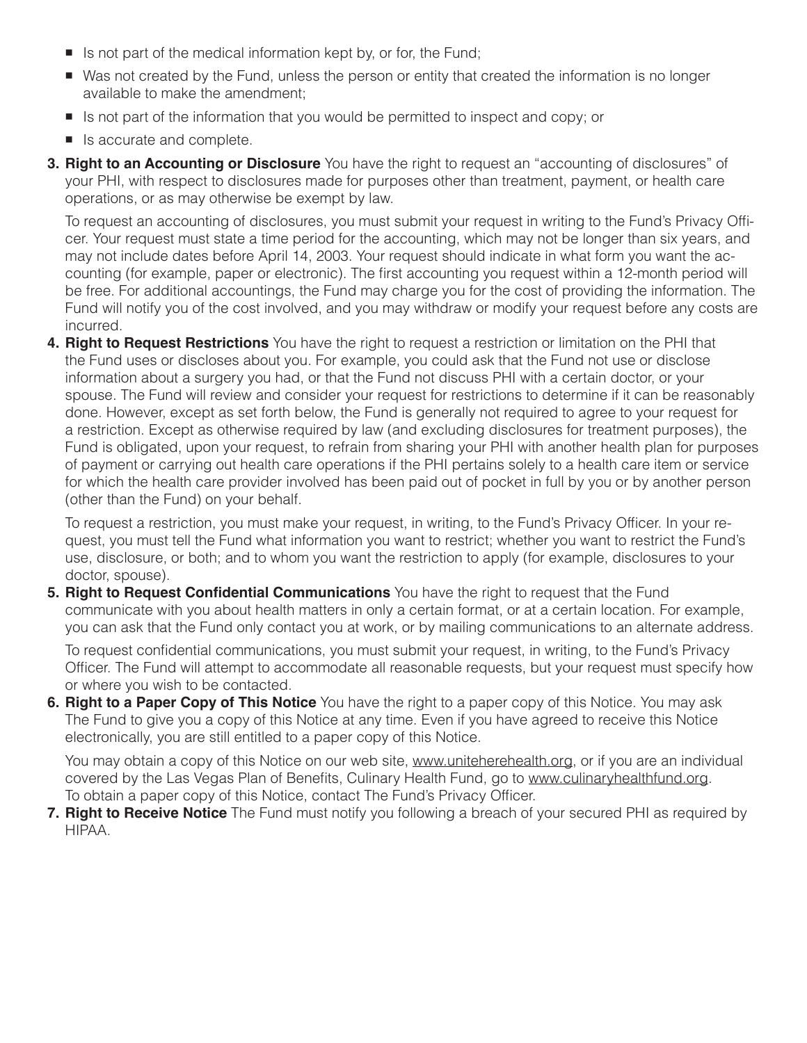- Is not part of the medical information kept by, or for, the Fund;
- Was not created by the Fund, unless the person or entity that created the information is no longer available to make the amendment;
- Is not part of the information that you would be permitted to inspect and copy; or
- Is accurate and complete.

3. **Right to an Accounting or Disclosure** You have the right to request an "accounting of disclosures" of your PHI, with respect to disclosures made for purposes other than treatment, payment, or health care operations, or as may otherwise be exempt by law.

   To request an accounting of disclosures, you must submit your request in writing to the Fund's Privacy Officer. Your request must state a time period for the accounting, which may not be longer than six years, and may not include dates before April 14, 2003. Your request should indicate in what form you want the accounting (for example, paper or electronic). The first accounting you request within a 12-month period will be free. For additional accountings, the Fund may charge you for the cost of providing the information. The Fund will notify you of the cost involved, and you may withdraw or modify your request before any costs are incurred.

4. **Right to Request Restrictions** You have the right to request a restriction or limitation on the PHI that the Fund uses or discloses about you. For example, you could ask that the Fund not use or disclose information about a surgery you had, or that the Fund not discuss PHI with a certain doctor, or your spouse. The Fund will review and consider your request for restrictions to determine if it can be reasonably done. However, except as set forth below, the Fund is generally not required to agree to your request for a restriction. Except as otherwise required by law (and excluding disclosures for treatment purposes), the Fund is obligated, upon your request, to refrain from sharing your PHI with another health plan for purposes of payment or carrying out health care operations if the PHI pertains solely to a health care item or service for which the health care provider involved has been paid out of pocket in full by you or by another person (other than the Fund) on your behalf.

   To request a restriction, you must make your request, in writing, to the Fund's Privacy Officer. In your request, you must tell the Fund what information you want to restrict; whether you want to restrict the Fund's use, disclosure, or both; and to whom you want the restriction to apply (for example, disclosures to your doctor, spouse).

5. **Right to Request Confidential Communications** You have the right to request that the Fund communicate with you about health matters in only a certain format, or at a certain location. For example, you can ask that the Fund only contact you at work, or by mailing communications to an alternate address.

   To request confidential communications, you must submit your request, in writing, to the Fund's Privacy Officer. The Fund will attempt to accommodate all reasonable requests, but your request must specify how or where you wish to be contacted.

6. **Right to a Paper Copy of This Notice** You have the right to a paper copy of this Notice. You may ask The Fund to give you a copy of this Notice at any time. Even if you have agreed to receive this Notice electronically, you are still entitled to a paper copy of this Notice.

   You may obtain a copy of this Notice on our web site, www.uniteherehealth.org, or if you are an individual covered by the Las Vegas Plan of Benefits, Culinary Health Fund, go to www.culinaryhealthfund.org. To obtain a paper copy of this Notice, contact The Fund's Privacy Officer.

7. **Right to Receive Notice** The Fund must notify you following a breach of your secured PHI as required by HIPAA.